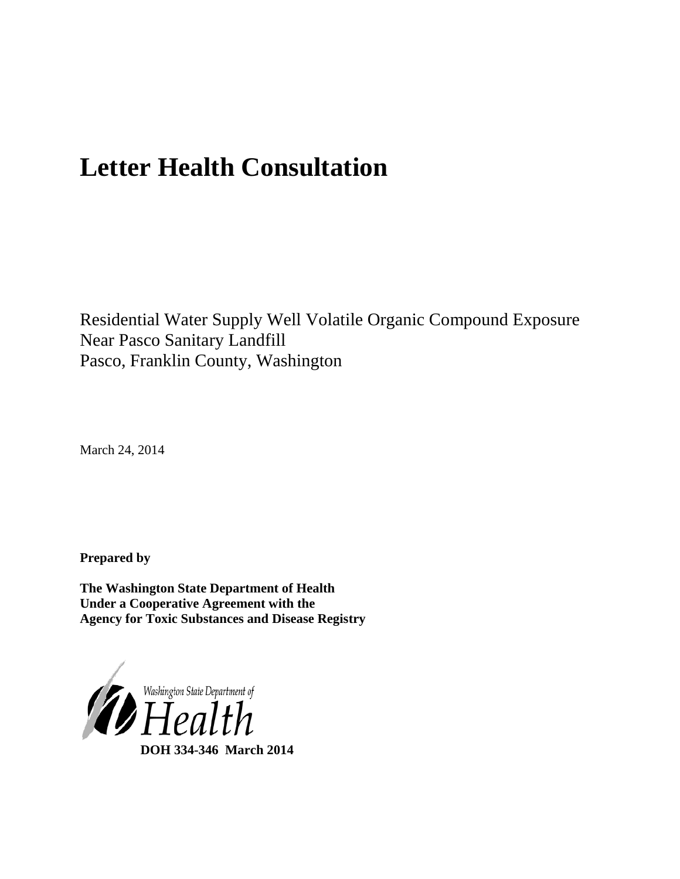# Letter Health Consultation

Residential Water Supply Well Volatile Organic Compound Exposure
Near Pasco Sanitary Landfill
Pasco, Franklin County, Washington

March 24, 2014

**Prepared by**

**The Washington State Department of Health**
**Under a Cooperative Agreement with the**
**Agency for Toxic Substances and Disease Registry**

Washington State Department of
Health

**DOH 334-346 March 2014**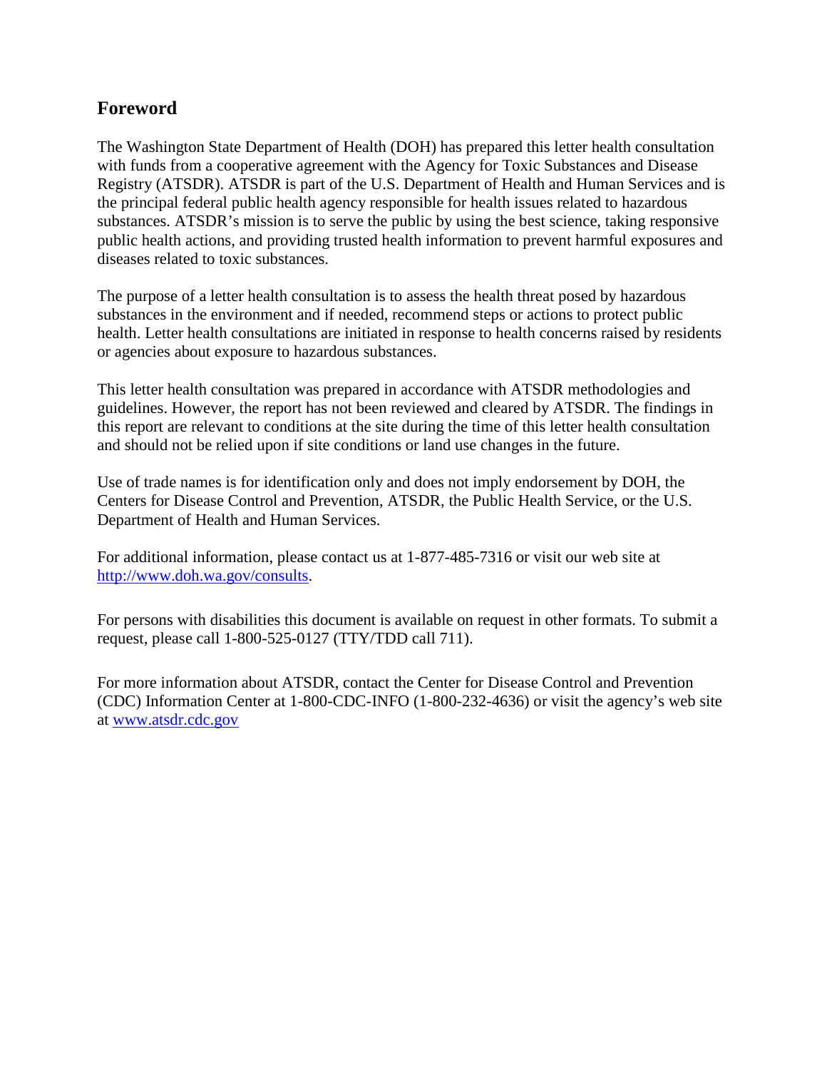## Foreword

The Washington State Department of Health (DOH) has prepared this letter health consultation with funds from a cooperative agreement with the Agency for Toxic Substances and Disease Registry (ATSDR). ATSDR is part of the U.S. Department of Health and Human Services and is the principal federal public health agency responsible for health issues related to hazardous substances. ATSDR's mission is to serve the public by using the best science, taking responsive public health actions, and providing trusted health information to prevent harmful exposures and diseases related to toxic substances.

The purpose of a letter health consultation is to assess the health threat posed by hazardous substances in the environment and if needed, recommend steps or actions to protect public health. Letter health consultations are initiated in response to health concerns raised by residents or agencies about exposure to hazardous substances.

This letter health consultation was prepared in accordance with ATSDR methodologies and guidelines. However, the report has not been reviewed and cleared by ATSDR. The findings in this report are relevant to conditions at the site during the time of this letter health consultation and should not be relied upon if site conditions or land use changes in the future.

Use of trade names is for identification only and does not imply endorsement by DOH, the Centers for Disease Control and Prevention, ATSDR, the Public Health Service, or the U.S. Department of Health and Human Services.

For additional information, please contact us at 1-877-485-7316 or visit our web site at http://www.doh.wa.gov/consults.

For persons with disabilities this document is available on request in other formats. To submit a request, please call 1-800-525-0127 (TTY/TDD call 711).

For more information about ATSDR, contact the Center for Disease Control and Prevention (CDC) Information Center at 1-800-CDC-INFO (1-800-232-4636) or visit the agency's web site at www.atsdr.cdc.gov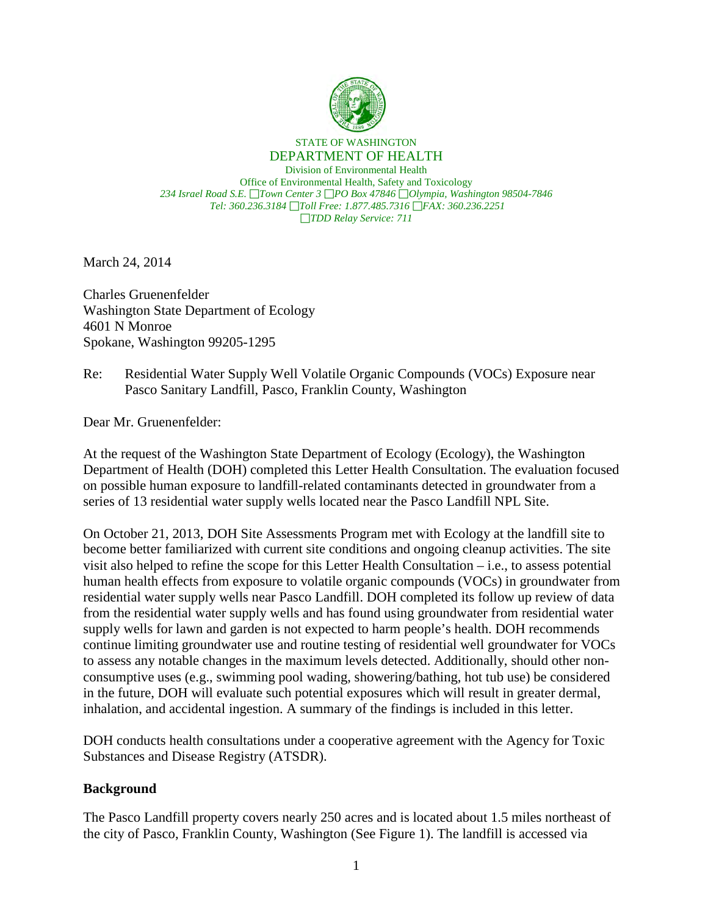STATE OF WASHINGTON
DEPARTMENT OF HEALTH
Division of Environmental Health
Office of Environmental Health, Safety and Toxicology
*234 Israel Road S.E. ▢Town Center 3 ▢PO Box 47846 ▢Olympia, Washington 98504-7846*
*Tel: 360.236.3184 ▢Toll Free: 1.877.485.7316 ▢FAX: 360.236.2251*
*▢TDD Relay Service: 711*

March 24, 2014

Charles Gruenenfelder
Washington State Department of Ecology
4601 N Monroe
Spokane, Washington 99205-1295

Re: Residential Water Supply Well Volatile Organic Compounds (VOCs) Exposure near Pasco Sanitary Landfill, Pasco, Franklin County, Washington

Dear Mr. Gruenenfelder:

At the request of the Washington State Department of Ecology (Ecology), the Washington Department of Health (DOH) completed this Letter Health Consultation. The evaluation focused on possible human exposure to landfill-related contaminants detected in groundwater from a series of 13 residential water supply wells located near the Pasco Landfill NPL Site.

On October 21, 2013, DOH Site Assessments Program met with Ecology at the landfill site to become better familiarized with current site conditions and ongoing cleanup activities. The site visit also helped to refine the scope for this Letter Health Consultation – i.e., to assess potential human health effects from exposure to volatile organic compounds (VOCs) in groundwater from residential water supply wells near Pasco Landfill. DOH completed its follow up review of data from the residential water supply wells and has found using groundwater from residential water supply wells for lawn and garden is not expected to harm people's health. DOH recommends continue limiting groundwater use and routine testing of residential well groundwater for VOCs to assess any notable changes in the maximum levels detected. Additionally, should other non-consumptive uses (e.g., swimming pool wading, showering/bathing, hot tub use) be considered in the future, DOH will evaluate such potential exposures which will result in greater dermal, inhalation, and accidental ingestion. A summary of the findings is included in this letter.

DOH conducts health consultations under a cooperative agreement with the Agency for Toxic Substances and Disease Registry (ATSDR).

## Background

The Pasco Landfill property covers nearly 250 acres and is located about 1.5 miles northeast of the city of Pasco, Franklin County, Washington (See Figure 1). The landfill is accessed via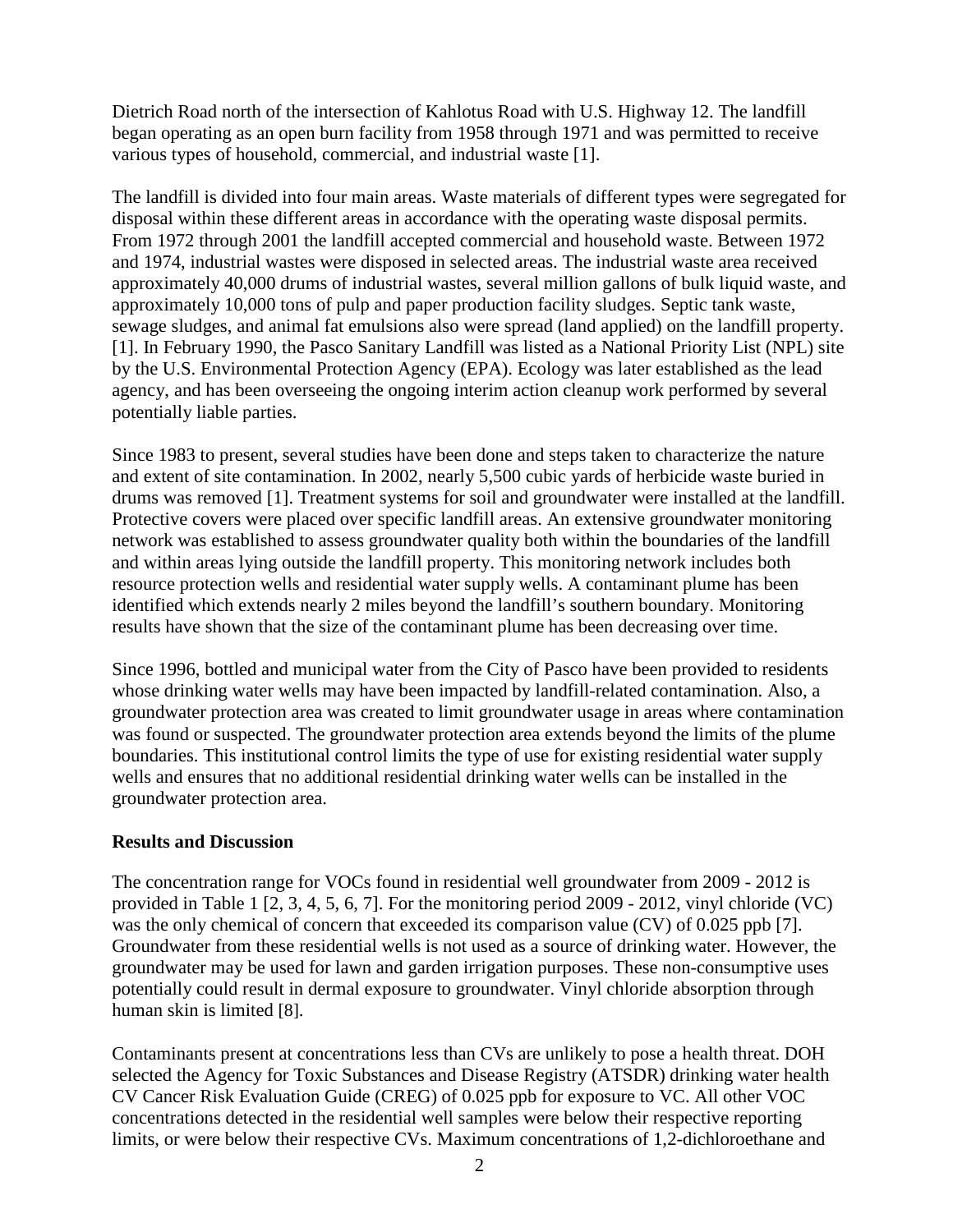Dietrich Road north of the intersection of Kahlotus Road with U.S. Highway 12. The landfill began operating as an open burn facility from 1958 through 1971 and was permitted to receive various types of household, commercial, and industrial waste [1].

The landfill is divided into four main areas. Waste materials of different types were segregated for disposal within these different areas in accordance with the operating waste disposal permits. From 1972 through 2001 the landfill accepted commercial and household waste. Between 1972 and 1974, industrial wastes were disposed in selected areas. The industrial waste area received approximately 40,000 drums of industrial wastes, several million gallons of bulk liquid waste, and approximately 10,000 tons of pulp and paper production facility sludges. Septic tank waste, sewage sludges, and animal fat emulsions also were spread (land applied) on the landfill property. [1]. In February 1990, the Pasco Sanitary Landfill was listed as a National Priority List (NPL) site by the U.S. Environmental Protection Agency (EPA). Ecology was later established as the lead agency, and has been overseeing the ongoing interim action cleanup work performed by several potentially liable parties.

Since 1983 to present, several studies have been done and steps taken to characterize the nature and extent of site contamination. In 2002, nearly 5,500 cubic yards of herbicide waste buried in drums was removed [1]. Treatment systems for soil and groundwater were installed at the landfill. Protective covers were placed over specific landfill areas. An extensive groundwater monitoring network was established to assess groundwater quality both within the boundaries of the landfill and within areas lying outside the landfill property. This monitoring network includes both resource protection wells and residential water supply wells. A contaminant plume has been identified which extends nearly 2 miles beyond the landfill's southern boundary. Monitoring results have shown that the size of the contaminant plume has been decreasing over time.

Since 1996, bottled and municipal water from the City of Pasco have been provided to residents whose drinking water wells may have been impacted by landfill-related contamination. Also, a groundwater protection area was created to limit groundwater usage in areas where contamination was found or suspected. The groundwater protection area extends beyond the limits of the plume boundaries. This institutional control limits the type of use for existing residential water supply wells and ensures that no additional residential drinking water wells can be installed in the groundwater protection area.

**Results and Discussion**

The concentration range for VOCs found in residential well groundwater from 2009 - 2012 is provided in Table 1 [2, 3, 4, 5, 6, 7]. For the monitoring period 2009 - 2012, vinyl chloride (VC) was the only chemical of concern that exceeded its comparison value (CV) of 0.025 ppb [7]. Groundwater from these residential wells is not used as a source of drinking water. However, the groundwater may be used for lawn and garden irrigation purposes. These non-consumptive uses potentially could result in dermal exposure to groundwater. Vinyl chloride absorption through human skin is limited [8].

Contaminants present at concentrations less than CVs are unlikely to pose a health threat. DOH selected the Agency for Toxic Substances and Disease Registry (ATSDR) drinking water health CV Cancer Risk Evaluation Guide (CREG) of 0.025 ppb for exposure to VC. All other VOC concentrations detected in the residential well samples were below their respective reporting limits, or were below their respective CVs. Maximum concentrations of 1,2-dichloroethane and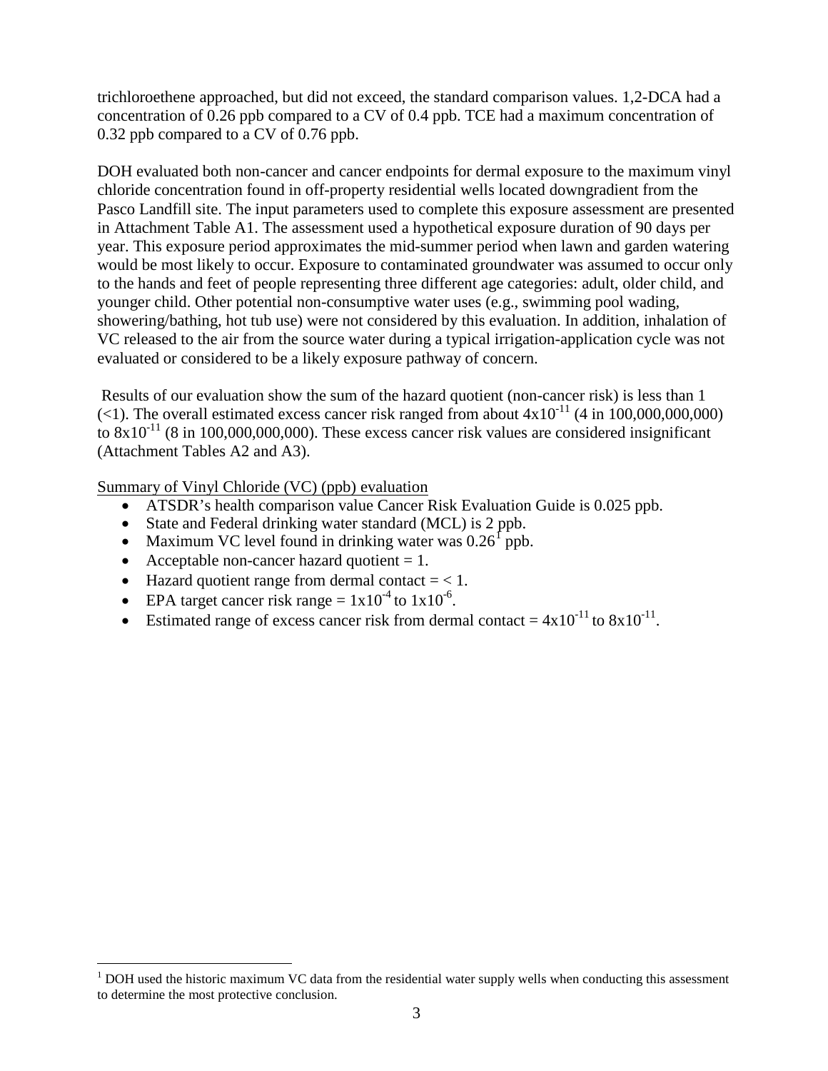trichloroethene approached, but did not exceed, the standard comparison values. 1,2-DCA had a concentration of 0.26 ppb compared to a CV of 0.4 ppb. TCE had a maximum concentration of 0.32 ppb compared to a CV of 0.76 ppb.

DOH evaluated both non-cancer and cancer endpoints for dermal exposure to the maximum vinyl chloride concentration found in off-property residential wells located downgradient from the Pasco Landfill site. The input parameters used to complete this exposure assessment are presented in Attachment Table A1. The assessment used a hypothetical exposure duration of 90 days per year. This exposure period approximates the mid-summer period when lawn and garden watering would be most likely to occur. Exposure to contaminated groundwater was assumed to occur only to the hands and feet of people representing three different age categories: adult, older child, and younger child. Other potential non-consumptive water uses (e.g., swimming pool wading, showering/bathing, hot tub use) were not considered by this evaluation. In addition, inhalation of VC released to the air from the source water during a typical irrigation-application cycle was not evaluated or considered to be a likely exposure pathway of concern.

Results of our evaluation show the sum of the hazard quotient (non-cancer risk) is less than 1 (<1). The overall estimated excess cancer risk ranged from about $4 \times 10^{-11}$ (4 in 100,000,000,000) to $8 \times 10^{-11}$ (8 in 100,000,000,000). These excess cancer risk values are considered insignificant (Attachment Tables A2 and A3).

<u>Summary of Vinyl Chloride (VC) (ppb) evaluation</u>

- ATSDR's health comparison value Cancer Risk Evaluation Guide is 0.025 ppb.
- State and Federal drinking water standard (MCL) is 2 ppb.
- Maximum VC level found in drinking water was 0.26[1] ppb.
- Acceptable non-cancer hazard quotient = 1.
- Hazard quotient range from dermal contact = < 1.
- EPA target cancer risk range = $1 \times 10^{-4}$ to $1 \times 10^{-6}$.
- Estimated range of excess cancer risk from dermal contact = $4 \times 10^{-11}$ to $8 \times 10^{-11}$.

[1] DOH used the historic maximum VC data from the residential water supply wells when conducting this assessment to determine the most protective conclusion.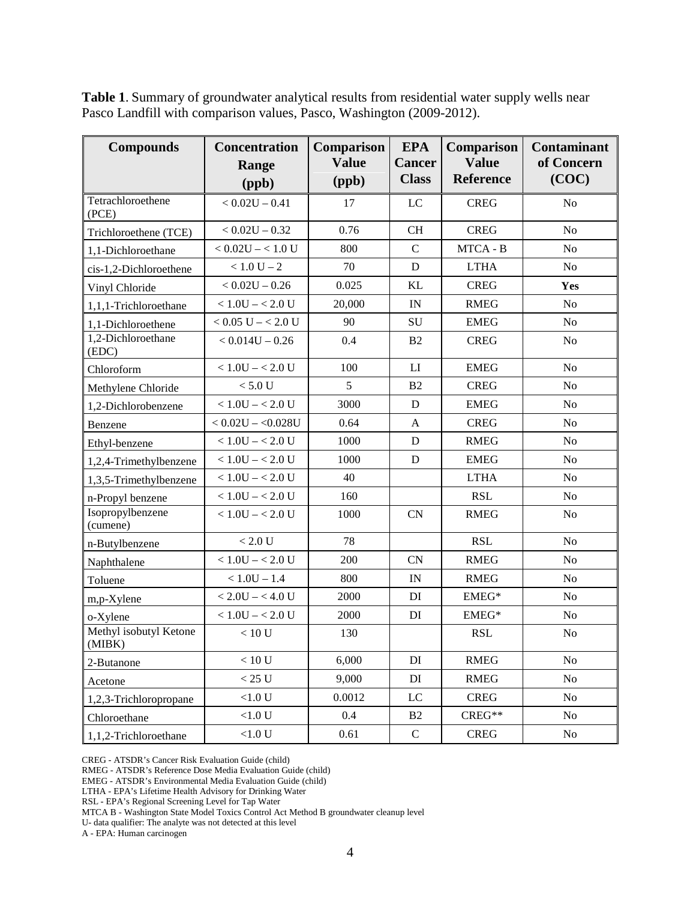**Table 1**. Summary of groundwater analytical results from residential water supply wells near Pasco Landfill with comparison values, Pasco, Washington (2009-2012).

| Compounds | Concentration Range (ppb) | Comparison Value (ppb) | EPA Cancer Class | Comparison Value Reference | Contaminant of Concern (COC) |
|---|---|---|---|---|---|
| Tetrachloroethene (PCE) | < 0.02U – 0.41 | 17 | LC | CREG | No |
| Trichloroethene (TCE) | < 0.02U – 0.32 | 0.76 | CH | CREG | No |
| 1,1-Dichloroethane | < 0.02U – < 1.0 U | 800 | C | MTCA - B | No |
| cis-1,2-Dichloroethene | < 1.0 U – 2 | 70 | D | LTHA | No |
| Vinyl Chloride | < 0.02U – 0.26 | 0.025 | KL | CREG | **Yes** |
| 1,1,1-Trichloroethane | < 1.0U – < 2.0 U | 20,000 | IN | RMEG | No |
| 1,1-Dichloroethene | < 0.05 U – < 2.0 U | 90 | SU | EMEG | No |
| 1,2-Dichloroethane (EDC) | < 0.014U – 0.26 | 0.4 | B2 | CREG | No |
| Chloroform | < 1.0U – < 2.0 U | 100 | LI | EMEG | No |
| Methylene Chloride | < 5.0 U | 5 | B2 | CREG | No |
| 1,2-Dichlorobenzene | < 1.0U – < 2.0 U | 3000 | D | EMEG | No |
| Benzene | < 0.02U – <0.028U | 0.64 | A | CREG | No |
| Ethyl-benzene | < 1.0U – < 2.0 U | 1000 | D | RMEG | No |
| 1,2,4-Trimethylbenzene | < 1.0U – < 2.0 U | 1000 | D | EMEG | No |
| 1,3,5-Trimethylbenzene | < 1.0U – < 2.0 U | 40 | | LTHA | No |
| n-Propyl benzene | < 1.0U – < 2.0 U | 160 | | RSL | No |
| Isopropylbenzene (cumene) | < 1.0U – < 2.0 U | 1000 | CN | RMEG | No |
| n-Butylbenzene | < 2.0 U | 78 | | RSL | No |
| Naphthalene | < 1.0U – < 2.0 U | 200 | CN | RMEG | No |
| Toluene | < 1.0U – 1.4 | 800 | IN | RMEG | No |
| m,p-Xylene | < 2.0U – < 4.0 U | 2000 | DI | EMEG* | No |
| o-Xylene | < 1.0U – < 2.0 U | 2000 | DI | EMEG* | No |
| Methyl isobutyl Ketone (MIBK) | < 10 U | 130 | | RSL | No |
| 2-Butanone | < 10 U | 6,000 | DI | RMEG | No |
| Acetone | < 25 U | 9,000 | DI | RMEG | No |
| 1,2,3-Trichloropropane | <1.0 U | 0.0012 | LC | CREG | No |
| Chloroethane | <1.0 U | 0.4 | B2 | CREG** | No |
| 1,1,2-Trichloroethane | <1.0 U | 0.61 | C | CREG | No |

CREG - ATSDR's Cancer Risk Evaluation Guide (child)
RMEG - ATSDR's Reference Dose Media Evaluation Guide (child)
EMEG - ATSDR's Environmental Media Evaluation Guide (child)
LTHA - EPA's Lifetime Health Advisory for Drinking Water
RSL - EPA's Regional Screening Level for Tap Water
MTCA B - Washington State Model Toxics Control Act Method B groundwater cleanup level
U- data qualifier: The analyte was not detected at this level
A - EPA: Human carcinogen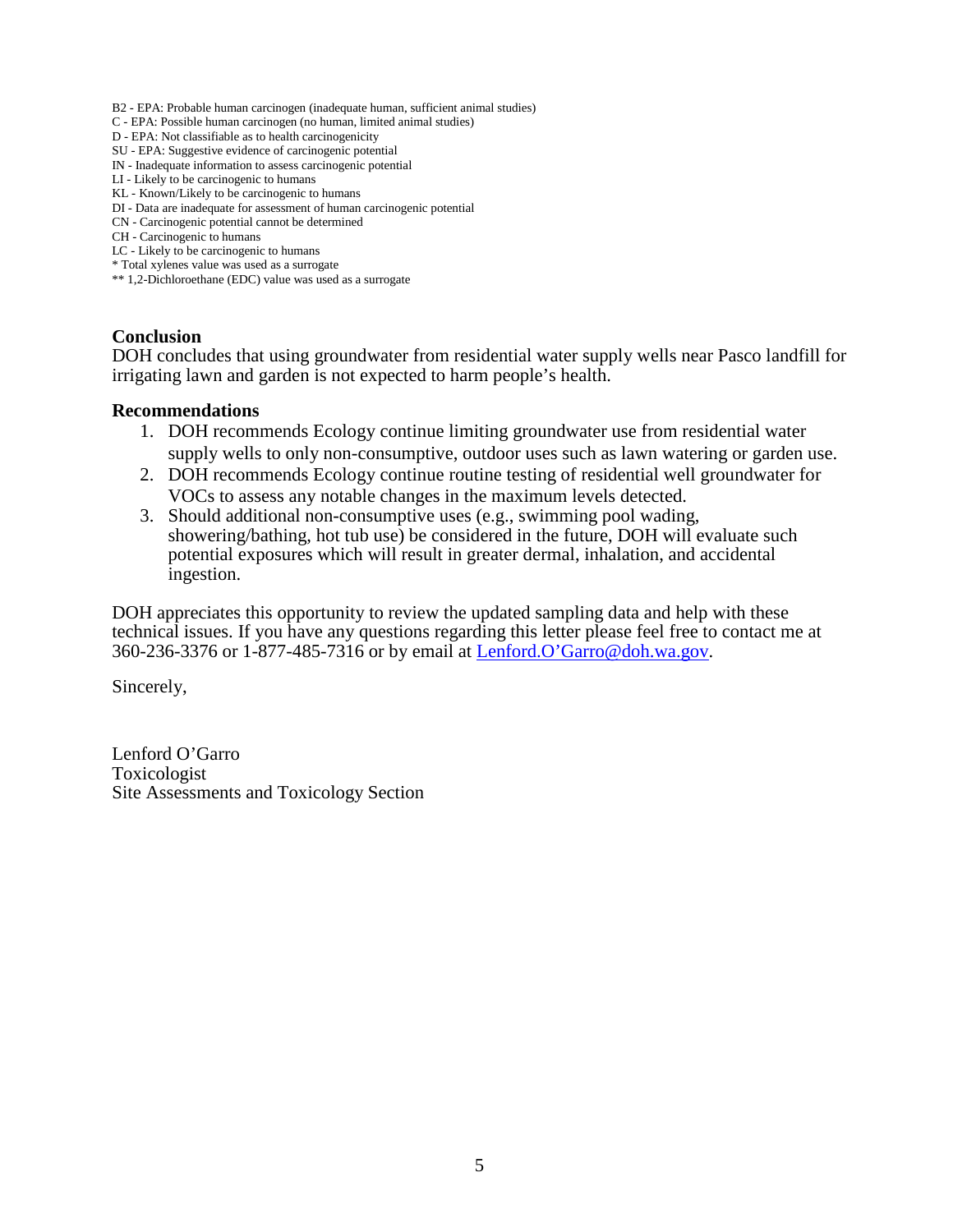B2 - EPA: Probable human carcinogen (inadequate human, sufficient animal studies)
C - EPA: Possible human carcinogen (no human, limited animal studies)
D - EPA: Not classifiable as to health carcinogenicity
SU - EPA: Suggestive evidence of carcinogenic potential
IN - Inadequate information to assess carcinogenic potential
LI - Likely to be carcinogenic to humans
KL - Known/Likely to be carcinogenic to humans
DI - Data are inadequate for assessment of human carcinogenic potential
CN - Carcinogenic potential cannot be determined
CH - Carcinogenic to humans
LC - Likely to be carcinogenic to humans
* Total xylenes value was used as a surrogate
** 1,2-Dichloroethane (EDC) value was used as a surrogate

**Conclusion**

DOH concludes that using groundwater from residential water supply wells near Pasco landfill for irrigating lawn and garden is not expected to harm people's health.

**Recommendations**

1. DOH recommends Ecology continue limiting groundwater use from residential water supply wells to only non-consumptive, outdoor uses such as lawn watering or garden use.
2. DOH recommends Ecology continue routine testing of residential well groundwater for VOCs to assess any notable changes in the maximum levels detected.
3. Should additional non-consumptive uses (e.g., swimming pool wading, showering/bathing, hot tub use) be considered in the future, DOH will evaluate such potential exposures which will result in greater dermal, inhalation, and accidental ingestion.

DOH appreciates this opportunity to review the updated sampling data and help with these technical issues. If you have any questions regarding this letter please feel free to contact me at 360-236-3376 or 1-877-485-7316 or by email at Lenford.O'Garro@doh.wa.gov.

Sincerely,

Lenford O'Garro
Toxicologist
Site Assessments and Toxicology Section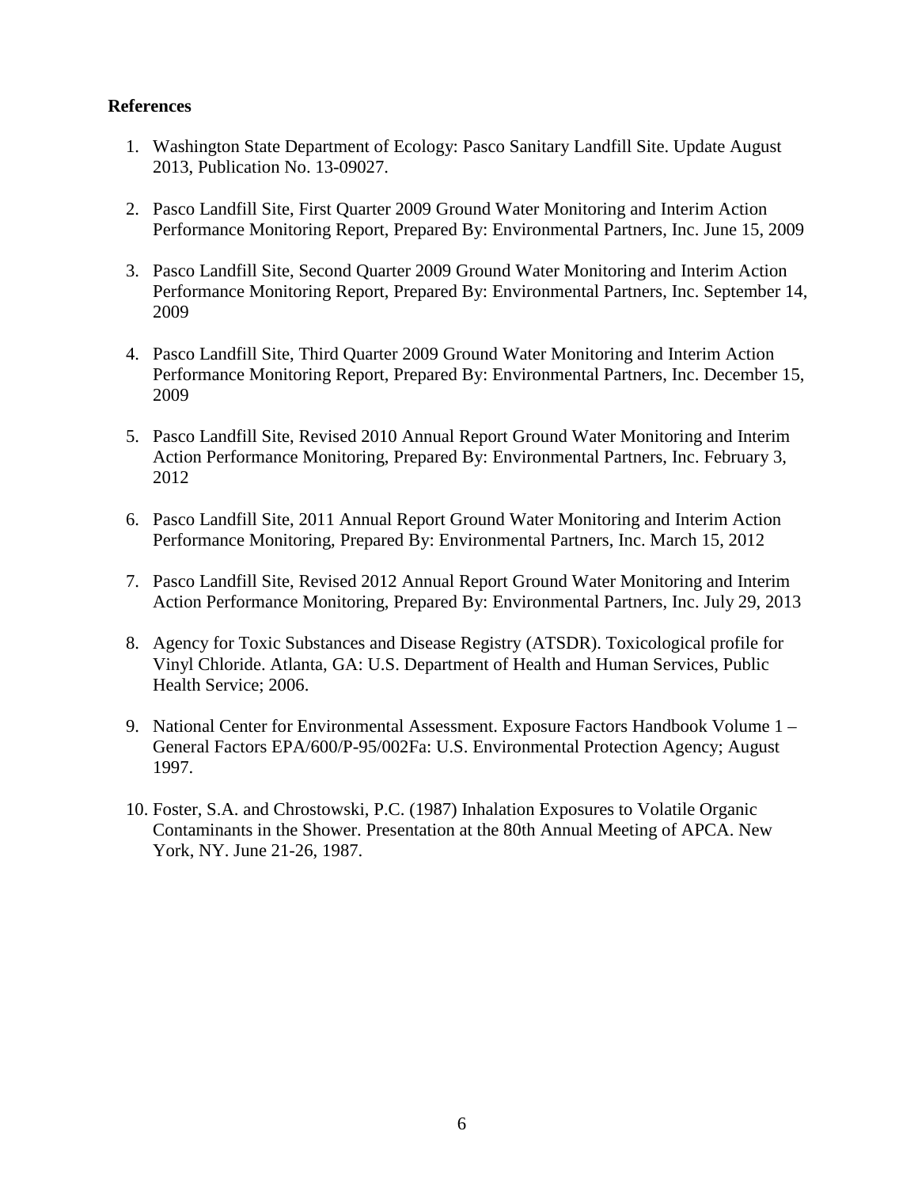**References**

1. Washington State Department of Ecology: Pasco Sanitary Landfill Site. Update August 2013, Publication No. 13-09027.

2. Pasco Landfill Site, First Quarter 2009 Ground Water Monitoring and Interim Action Performance Monitoring Report, Prepared By: Environmental Partners, Inc. June 15, 2009

3. Pasco Landfill Site, Second Quarter 2009 Ground Water Monitoring and Interim Action Performance Monitoring Report, Prepared By: Environmental Partners, Inc. September 14, 2009

4. Pasco Landfill Site, Third Quarter 2009 Ground Water Monitoring and Interim Action Performance Monitoring Report, Prepared By: Environmental Partners, Inc. December 15, 2009

5. Pasco Landfill Site, Revised 2010 Annual Report Ground Water Monitoring and Interim Action Performance Monitoring, Prepared By: Environmental Partners, Inc. February 3, 2012

6. Pasco Landfill Site, 2011 Annual Report Ground Water Monitoring and Interim Action Performance Monitoring, Prepared By: Environmental Partners, Inc. March 15, 2012

7. Pasco Landfill Site, Revised 2012 Annual Report Ground Water Monitoring and Interim Action Performance Monitoring, Prepared By: Environmental Partners, Inc. July 29, 2013

8. Agency for Toxic Substances and Disease Registry (ATSDR). Toxicological profile for Vinyl Chloride. Atlanta, GA: U.S. Department of Health and Human Services, Public Health Service; 2006.

9. National Center for Environmental Assessment. Exposure Factors Handbook Volume 1 – General Factors EPA/600/P-95/002Fa: U.S. Environmental Protection Agency; August 1997.

10. Foster, S.A. and Chrostowski, P.C. (1987) Inhalation Exposures to Volatile Organic Contaminants in the Shower. Presentation at the 80th Annual Meeting of APCA. New York, NY. June 21-26, 1987.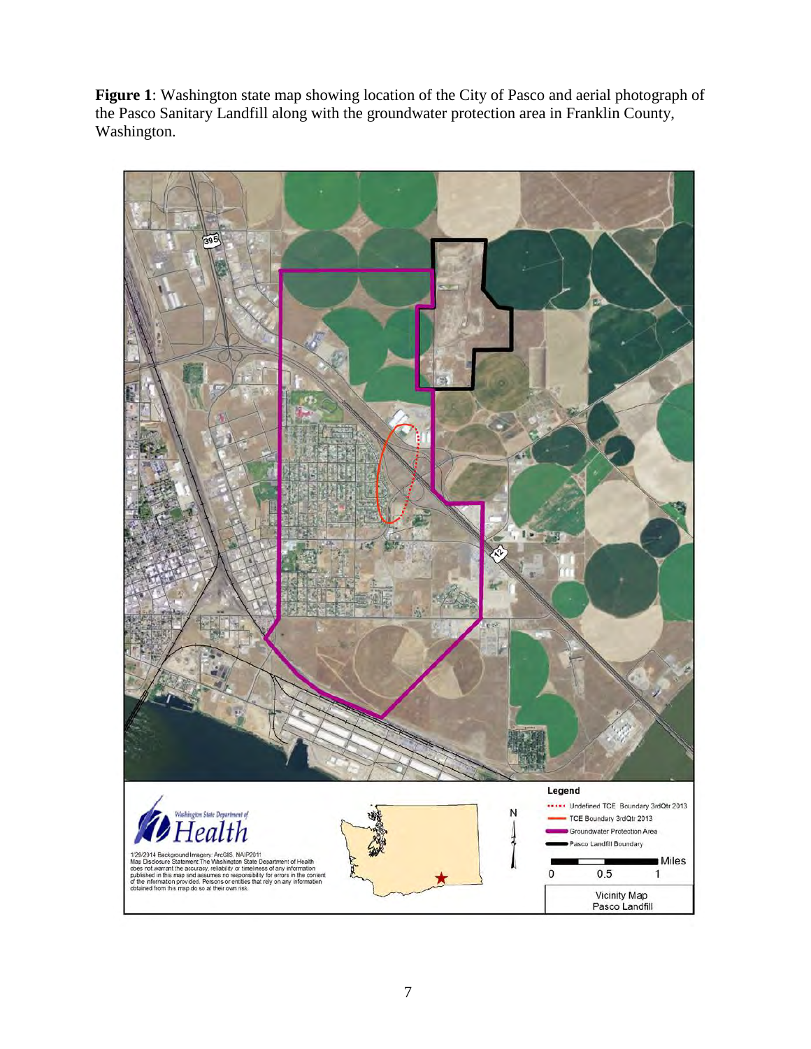**Figure 1**: Washington state map showing location of the City of Pasco and aerial photograph of the Pasco Sanitary Landfill along with the groundwater protection area in Franklin County, Washington.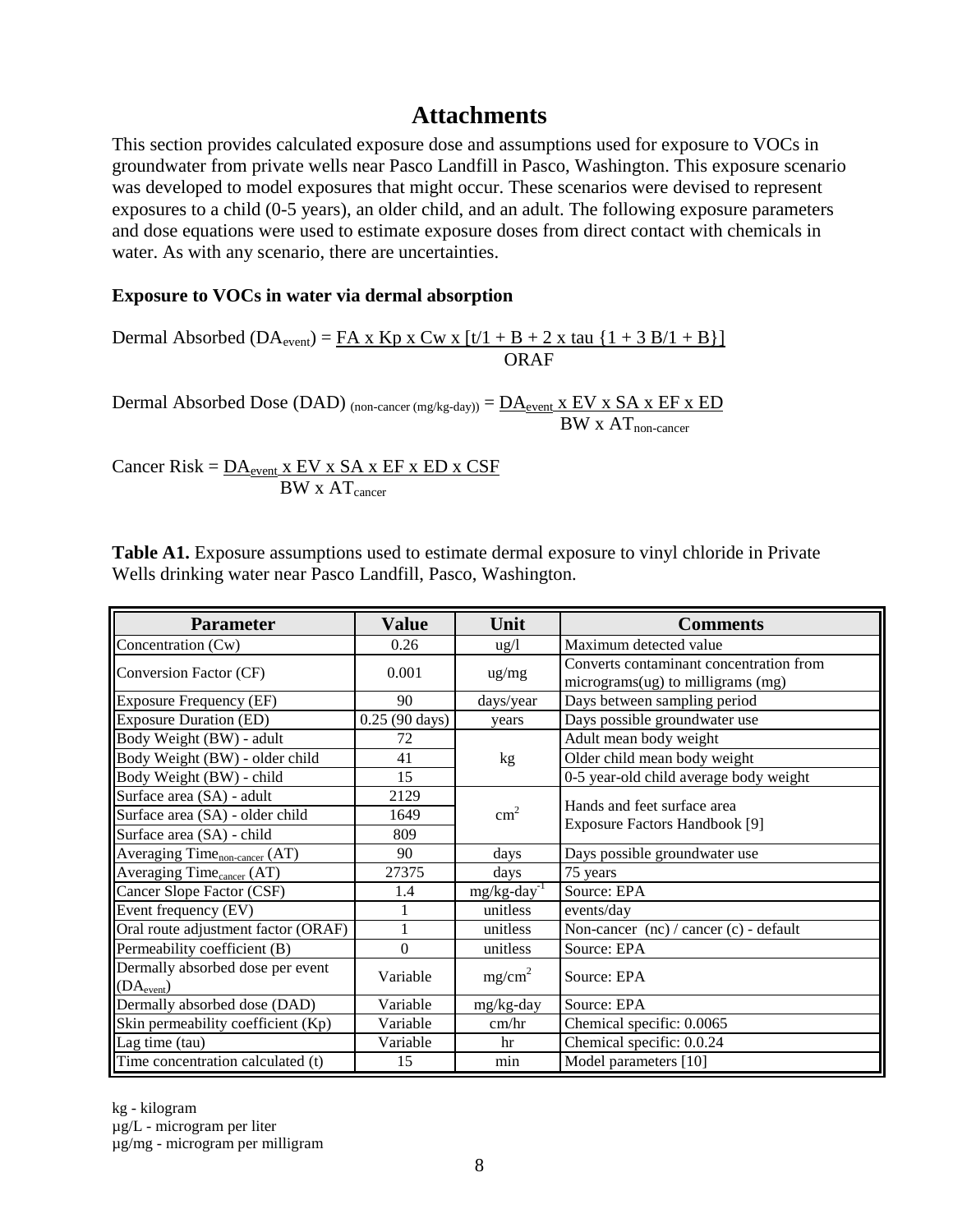# Attachments

This section provides calculated exposure dose and assumptions used for exposure to VOCs in groundwater from private wells near Pasco Landfill in Pasco, Washington. This exposure scenario was developed to model exposures that might occur. These scenarios were devised to represent exposures to a child (0-5 years), an older child, and an adult. The following exposure parameters and dose equations were used to estimate exposure doses from direct contact with chemicals in water. As with any scenario, there are uncertainties.

**Exposure to VOCs in water via dermal absorption**

$$\text{Dermal Absorbed } (DA_{event}) = \frac{FA \times Kp \times Cw \times [t/1 + B + 2 \times tau \{1 + 3\,B/1 + B\}]}{ORAF}$$

$$\text{Dermal Absorbed Dose (DAD)}_{\text{(non-cancer (mg/kg-day))}} = \frac{DA_{event} \times EV \times SA \times EF \times ED}{BW \times AT_{non\text{-}cancer}}$$

$$\text{Cancer Risk} = \frac{DA_{event} \times EV \times SA \times EF \times ED \times CSF}{BW \times AT_{cancer}}$$

**Table A1.** Exposure assumptions used to estimate dermal exposure to vinyl chloride in Private Wells drinking water near Pasco Landfill, Pasco, Washington.

| Parameter | Value | Unit | Comments |
|---|---|---|---|
| Concentration (Cw) | 0.26 | ug/l | Maximum detected value |
| Conversion Factor (CF) | 0.001 | ug/mg | Converts contaminant concentration from micrograms(ug) to milligrams (mg) |
| Exposure Frequency (EF) | 90 | days/year | Days between sampling period |
| Exposure Duration (ED) | 0.25 (90 days) | years | Days possible groundwater use |
| Body Weight (BW) - adult | 72 | kg | Adult mean body weight |
| Body Weight (BW) - older child | 41 | | Older child mean body weight |
| Body Weight (BW) - child | 15 | | 0-5 year-old child average body weight |
| Surface area (SA) - adult | 2129 | $cm^2$ | Hands and feet surface area Exposure Factors Handbook [9] |
| Surface area (SA) - older child | 1649 | | |
| Surface area (SA) - child | 809 | | |
| Averaging Time$_{non\text{-}cancer}$ (AT) | 90 | days | Days possible groundwater use |
| Averaging Time$_{cancer}$ (AT) | 27375 | days | 75 years |
| Cancer Slope Factor (CSF) | 1.4 | $mg/kg\text{-}day^{-1}$ | Source: EPA |
| Event frequency (EV) | 1 | unitless | events/day |
| Oral route adjustment factor (ORAF) | 1 | unitless | Non-cancer (nc) / cancer (c) - default |
| Permeability coefficient (B) | 0 | unitless | Source: EPA |
| Dermally absorbed dose per event ($DA_{event}$) | Variable | $mg/cm^2$ | Source: EPA |
| Dermally absorbed dose (DAD) | Variable | mg/kg-day | Source: EPA |
| Skin permeability coefficient (Kp) | Variable | cm/hr | Chemical specific: 0.0065 |
| Lag time (tau) | Variable | hr | Chemical specific: 0.0.24 |
| Time concentration calculated (t) | 15 | min | Model parameters [10] |

kg - kilogram
µg/L - microgram per liter
µg/mg - microgram per milligram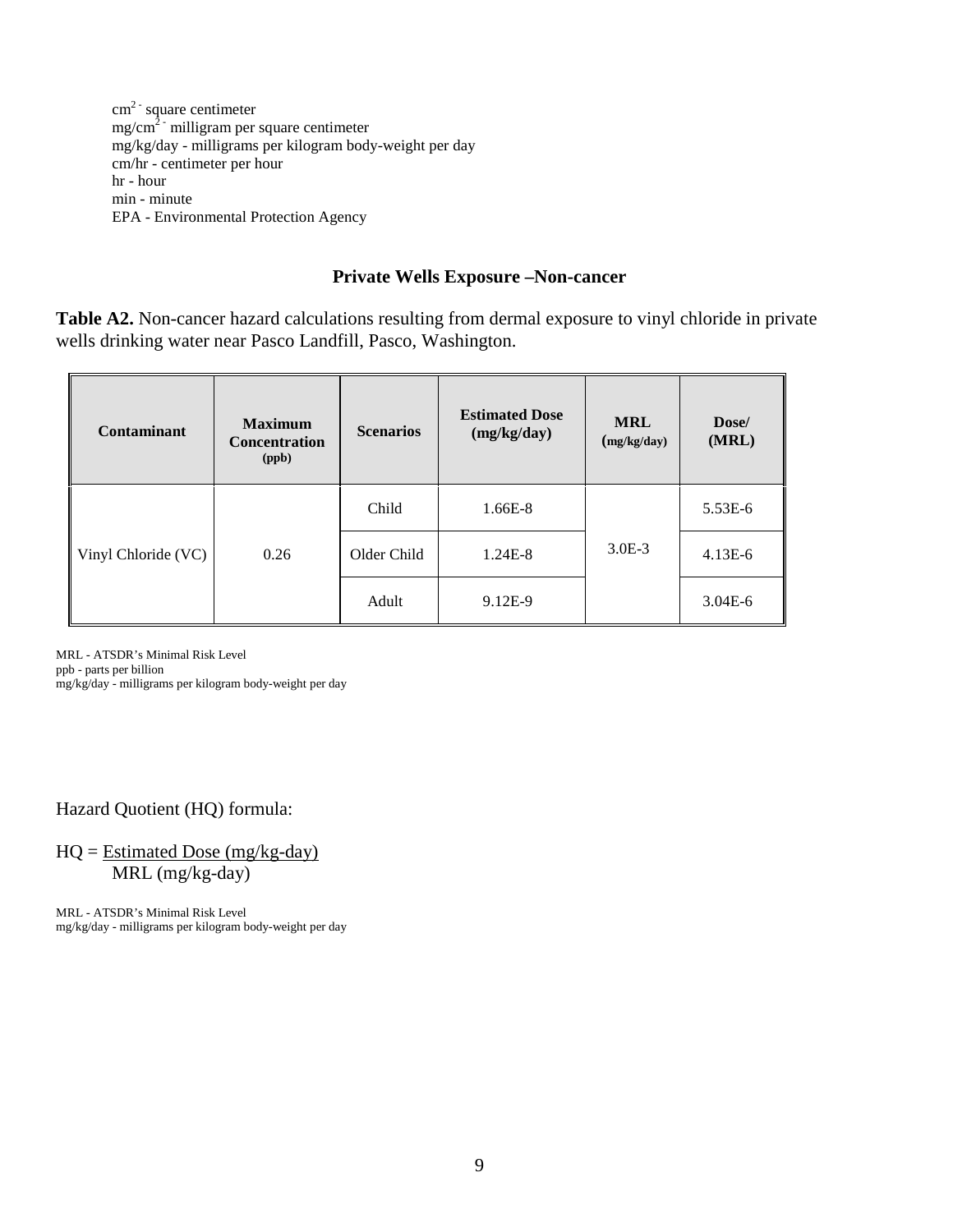$cm^2$ - square centimeter
$mg/cm^2$ - milligram per square centimeter
mg/kg/day - milligrams per kilogram body-weight per day
cm/hr - centimeter per hour
hr - hour
min - minute
EPA - Environmental Protection Agency

## Private Wells Exposure –Non-cancer

**Table A2.** Non-cancer hazard calculations resulting from dermal exposure to vinyl chloride in private wells drinking water near Pasco Landfill, Pasco, Washington.

| Contaminant | Maximum Concentration (ppb) | Scenarios | Estimated Dose (mg/kg/day) | MRL (mg/kg/day) | Dose/ (MRL) |
|---|---|---|---|---|---|
| Vinyl Chloride (VC) | 0.26 | Child | 1.66E-8 | 3.0E-3 | 5.53E-6 |
| | | Older Child | 1.24E-8 | | 4.13E-6 |
| | | Adult | 9.12E-9 | | 3.04E-6 |

MRL - ATSDR's Minimal Risk Level
ppb - parts per billion
mg/kg/day - milligrams per kilogram body-weight per day

Hazard Quotient (HQ) formula:

$$HQ = \frac{\text{Estimated Dose (mg/kg-day)}}{\text{MRL (mg/kg-day)}}$$

MRL - ATSDR's Minimal Risk Level
mg/kg/day - milligrams per kilogram body-weight per day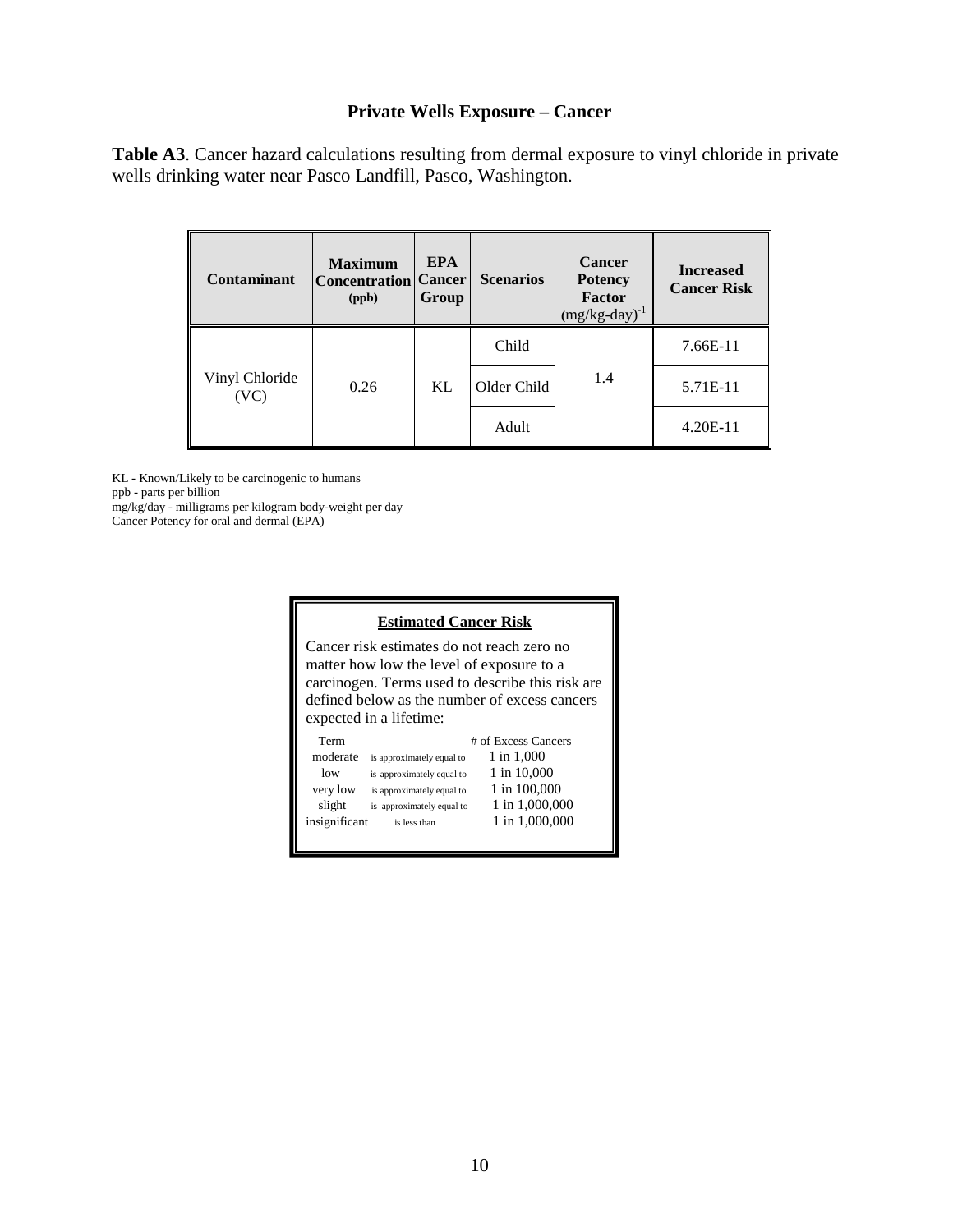## Private Wells Exposure – Cancer

**Table A3**. Cancer hazard calculations resulting from dermal exposure to vinyl chloride in private wells drinking water near Pasco Landfill, Pasco, Washington.

| Contaminant | Maximum Concentration (ppb) | EPA Cancer Group | Scenarios | Cancer Potency Factor $(mg/kg\text{-}day)^{-1}$ | Increased Cancer Risk |
|---|---|---|---|---|---|
| Vinyl Chloride (VC) | 0.26 | KL | Child | 1.4 | 7.66E-11 |
| | | | Older Child | | 5.71E-11 |
| | | | Adult | | 4.20E-11 |

KL - Known/Likely to be carcinogenic to humans
ppb - parts per billion
mg/kg/day - milligrams per kilogram body-weight per day
Cancer Potency for oral and dermal (EPA)

**Estimated Cancer Risk**

Cancer risk estimates do not reach zero no matter how low the level of exposure to a carcinogen. Terms used to describe this risk are defined below as the number of excess cancers expected in a lifetime:

| Term | | # of Excess Cancers |
|---|---|---|
| moderate | is approximately equal to | 1 in 1,000 |
| low | is approximately equal to | 1 in 10,000 |
| very low | is approximately equal to | 1 in 100,000 |
| slight | is approximately equal to | 1 in 1,000,000 |
| insignificant | is less than | 1 in 1,000,000 |